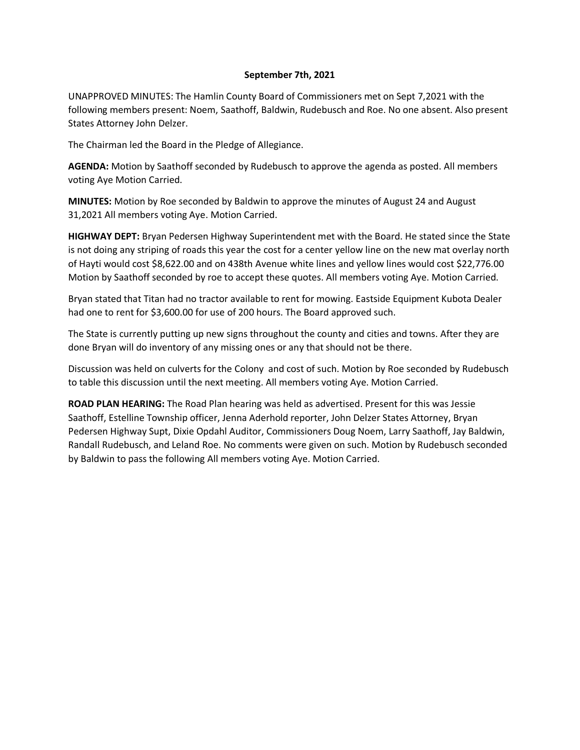**September 7th, 2021**

UNAPPROVED MINUTES: The Hamlin County Board of Commissioners met on Sept 7,2021 with the following members present: Noem, Saathoff, Baldwin, Rudebusch and Roe. No one absent. Also present States Attorney John Delzer.

The Chairman led the Board in the Pledge of Allegiance.

**AGENDA:** Motion by Saathoff seconded by Rudebusch to approve the agenda as posted. All members voting Aye Motion Carried.

**MINUTES:** Motion by Roe seconded by Baldwin to approve the minutes of August 24 and August 31,2021 All members voting Aye. Motion Carried.

**HIGHWAY DEPT:** Bryan Pedersen Highway Superintendent met with the Board. He stated since the State is not doing any striping of roads this year the cost for a center yellow line on the new mat overlay north of Hayti would cost $8,622.00 and on 438th Avenue white lines and yellow lines would cost $22,776.00 Motion by Saathoff seconded by roe to accept these quotes. All members voting Aye. Motion Carried.

Bryan stated that Titan had no tractor available to rent for mowing. Eastside Equipment Kubota Dealer had one to rent for $3,600.00 for use of 200 hours. The Board approved such.

The State is currently putting up new signs throughout the county and cities and towns. After they are done Bryan will do inventory of any missing ones or any that should not be there.

Discussion was held on culverts for the Colony and cost of such. Motion by Roe seconded by Rudebusch to table this discussion until the next meeting. All members voting Aye. Motion Carried.

**ROAD PLAN HEARING:** The Road Plan hearing was held as advertised. Present for this was Jessie Saathoff, Estelline Township officer, Jenna Aderhold reporter, John Delzer States Attorney, Bryan Pedersen Highway Supt, Dixie Opdahl Auditor, Commissioners Doug Noem, Larry Saathoff, Jay Baldwin, Randall Rudebusch, and Leland Roe. No comments were given on such. Motion by Rudebusch seconded by Baldwin to pass the following All members voting Aye. Motion Carried.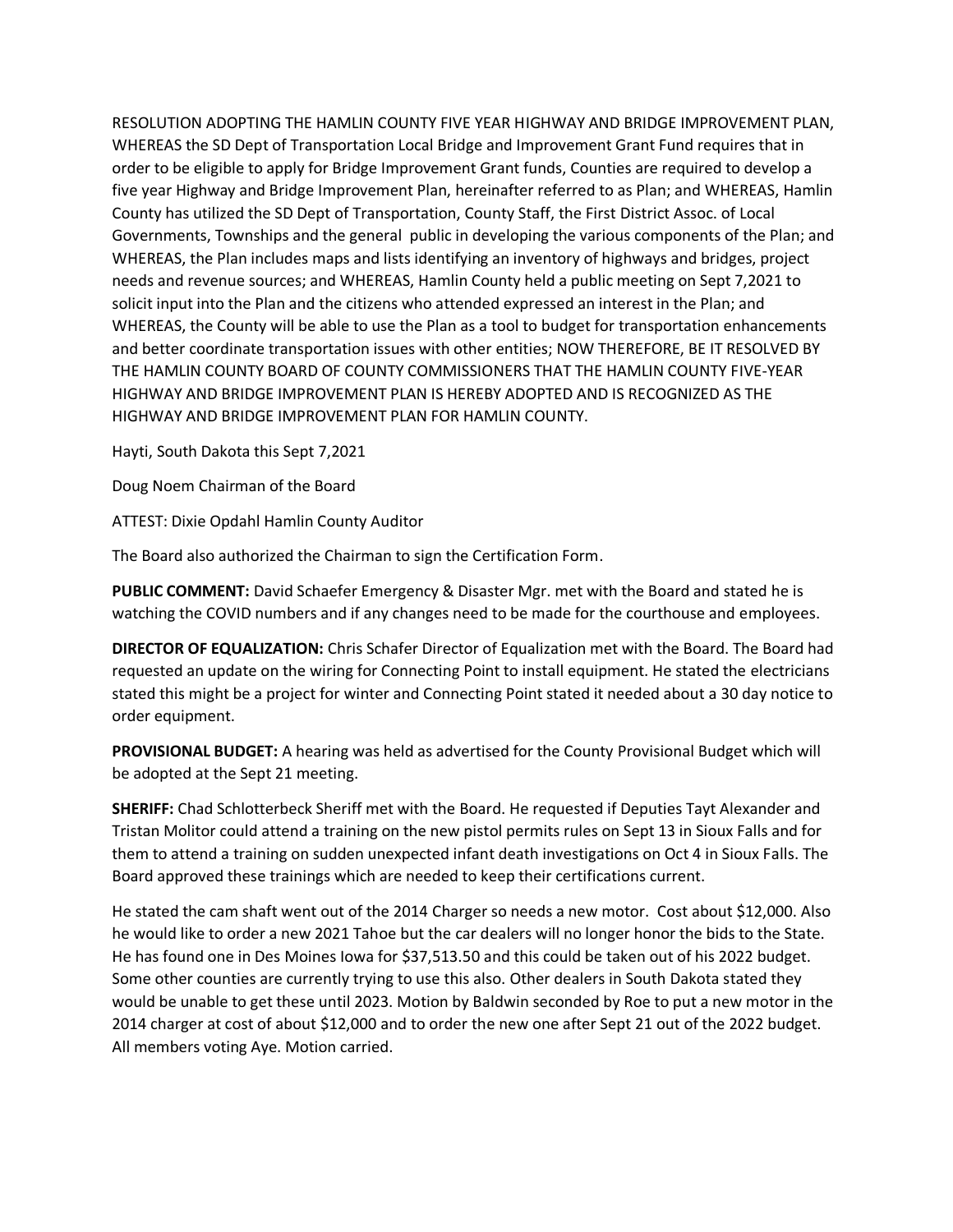RESOLUTION ADOPTING THE HAMLIN COUNTY FIVE YEAR HIGHWAY AND BRIDGE IMPROVEMENT PLAN, WHEREAS the SD Dept of Transportation Local Bridge and Improvement Grant Fund requires that in order to be eligible to apply for Bridge Improvement Grant funds, Counties are required to develop a five year Highway and Bridge Improvement Plan, hereinafter referred to as Plan; and WHEREAS, Hamlin County has utilized the SD Dept of Transportation, County Staff, the First District Assoc. of Local Governments, Townships and the general public in developing the various components of the Plan; and WHEREAS, the Plan includes maps and lists identifying an inventory of highways and bridges, project needs and revenue sources; and WHEREAS, Hamlin County held a public meeting on Sept 7,2021 to solicit input into the Plan and the citizens who attended expressed an interest in the Plan; and WHEREAS, the County will be able to use the Plan as a tool to budget for transportation enhancements and better coordinate transportation issues with other entities; NOW THEREFORE, BE IT RESOLVED BY THE HAMLIN COUNTY BOARD OF COUNTY COMMISSIONERS THAT THE HAMLIN COUNTY FIVE-YEAR HIGHWAY AND BRIDGE IMPROVEMENT PLAN IS HEREBY ADOPTED AND IS RECOGNIZED AS THE HIGHWAY AND BRIDGE IMPROVEMENT PLAN FOR HAMLIN COUNTY.

Hayti, South Dakota this Sept 7,2021

Doug Noem Chairman of the Board

ATTEST: Dixie Opdahl Hamlin County Auditor

The Board also authorized the Chairman to sign the Certification Form.

**PUBLIC COMMENT:** David Schaefer Emergency & Disaster Mgr. met with the Board and stated he is watching the COVID numbers and if any changes need to be made for the courthouse and employees.

**DIRECTOR OF EQUALIZATION:** Chris Schafer Director of Equalization met with the Board. The Board had requested an update on the wiring for Connecting Point to install equipment. He stated the electricians stated this might be a project for winter and Connecting Point stated it needed about a 30 day notice to order equipment.

**PROVISIONAL BUDGET:** A hearing was held as advertised for the County Provisional Budget which will be adopted at the Sept 21 meeting.

**SHERIFF:** Chad Schlotterbeck Sheriff met with the Board. He requested if Deputies Tayt Alexander and Tristan Molitor could attend a training on the new pistol permits rules on Sept 13 in Sioux Falls and for them to attend a training on sudden unexpected infant death investigations on Oct 4 in Sioux Falls. The Board approved these trainings which are needed to keep their certifications current.

He stated the cam shaft went out of the 2014 Charger so needs a new motor. Cost about $12,000. Also he would like to order a new 2021 Tahoe but the car dealers will no longer honor the bids to the State. He has found one in Des Moines Iowa for $37,513.50 and this could be taken out of his 2022 budget. Some other counties are currently trying to use this also. Other dealers in South Dakota stated they would be unable to get these until 2023. Motion by Baldwin seconded by Roe to put a new motor in the 2014 charger at cost of about $12,000 and to order the new one after Sept 21 out of the 2022 budget. All members voting Aye. Motion carried.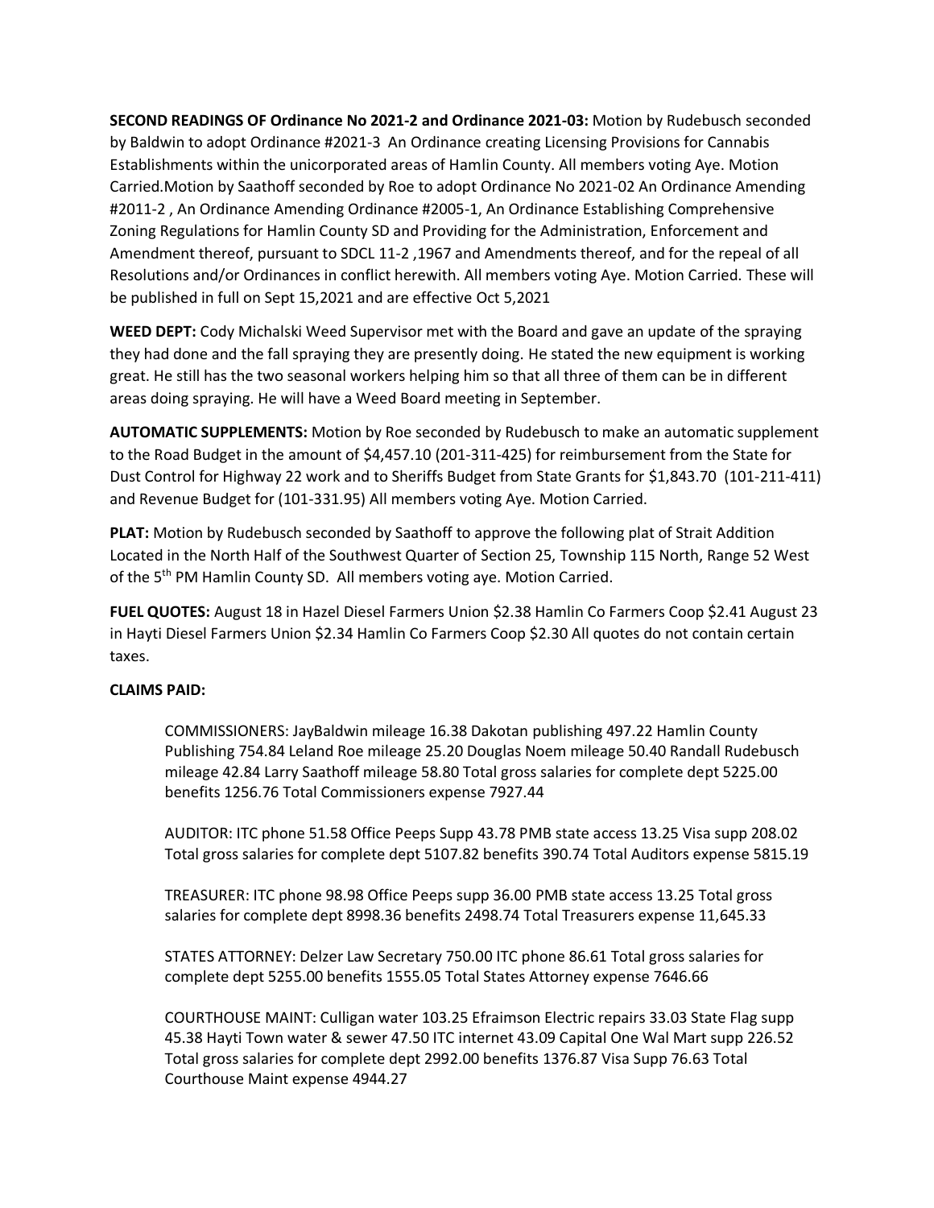**SECOND READINGS OF Ordinance No 2021-2 and Ordinance 2021-03:** Motion by Rudebusch seconded by Baldwin to adopt Ordinance #2021-3 An Ordinance creating Licensing Provisions for Cannabis Establishments within the unicorporated areas of Hamlin County. All members voting Aye. Motion Carried.Motion by Saathoff seconded by Roe to adopt Ordinance No 2021-02 An Ordinance Amending #2011-2 , An Ordinance Amending Ordinance #2005-1, An Ordinance Establishing Comprehensive Zoning Regulations for Hamlin County SD and Providing for the Administration, Enforcement and Amendment thereof, pursuant to SDCL 11-2 ,1967 and Amendments thereof, and for the repeal of all Resolutions and/or Ordinances in conflict herewith. All members voting Aye. Motion Carried. These will be published in full on Sept 15,2021 and are effective Oct 5,2021

**WEED DEPT:** Cody Michalski Weed Supervisor met with the Board and gave an update of the spraying they had done and the fall spraying they are presently doing. He stated the new equipment is working great. He still has the two seasonal workers helping him so that all three of them can be in different areas doing spraying. He will have a Weed Board meeting in September.

**AUTOMATIC SUPPLEMENTS:** Motion by Roe seconded by Rudebusch to make an automatic supplement to the Road Budget in the amount of $4,457.10 (201-311-425) for reimbursement from the State for Dust Control for Highway 22 work and to Sheriffs Budget from State Grants for $1,843.70 (101-211-411) and Revenue Budget for (101-331.95) All members voting Aye. Motion Carried.

**PLAT:** Motion by Rudebusch seconded by Saathoff to approve the following plat of Strait Addition Located in the North Half of the Southwest Quarter of Section 25, Township 115 North, Range 52 West of the 5th PM Hamlin County SD. All members voting aye. Motion Carried.

**FUEL QUOTES:** August 18 in Hazel Diesel Farmers Union $2.38 Hamlin Co Farmers Coop $2.41 August 23 in Hayti Diesel Farmers Union $2.34 Hamlin Co Farmers Coop $2.30 All quotes do not contain certain taxes.

**CLAIMS PAID:**

COMMISSIONERS: JayBaldwin mileage 16.38 Dakotan publishing 497.22 Hamlin County Publishing 754.84 Leland Roe mileage 25.20 Douglas Noem mileage 50.40 Randall Rudebusch mileage 42.84 Larry Saathoff mileage 58.80 Total gross salaries for complete dept 5225.00 benefits 1256.76 Total Commissioners expense 7927.44

AUDITOR: ITC phone 51.58 Office Peeps Supp 43.78 PMB state access 13.25 Visa supp 208.02 Total gross salaries for complete dept 5107.82 benefits 390.74 Total Auditors expense 5815.19

TREASURER: ITC phone 98.98 Office Peeps supp 36.00 PMB state access 13.25 Total gross salaries for complete dept 8998.36 benefits 2498.74 Total Treasurers expense 11,645.33

STATES ATTORNEY: Delzer Law Secretary 750.00 ITC phone 86.61 Total gross salaries for complete dept 5255.00 benefits 1555.05 Total States Attorney expense 7646.66

COURTHOUSE MAINT: Culligan water 103.25 Efraimson Electric repairs 33.03 State Flag supp 45.38 Hayti Town water & sewer 47.50 ITC internet 43.09 Capital One Wal Mart supp 226.52 Total gross salaries for complete dept 2992.00 benefits 1376.87 Visa Supp 76.63 Total Courthouse Maint expense 4944.27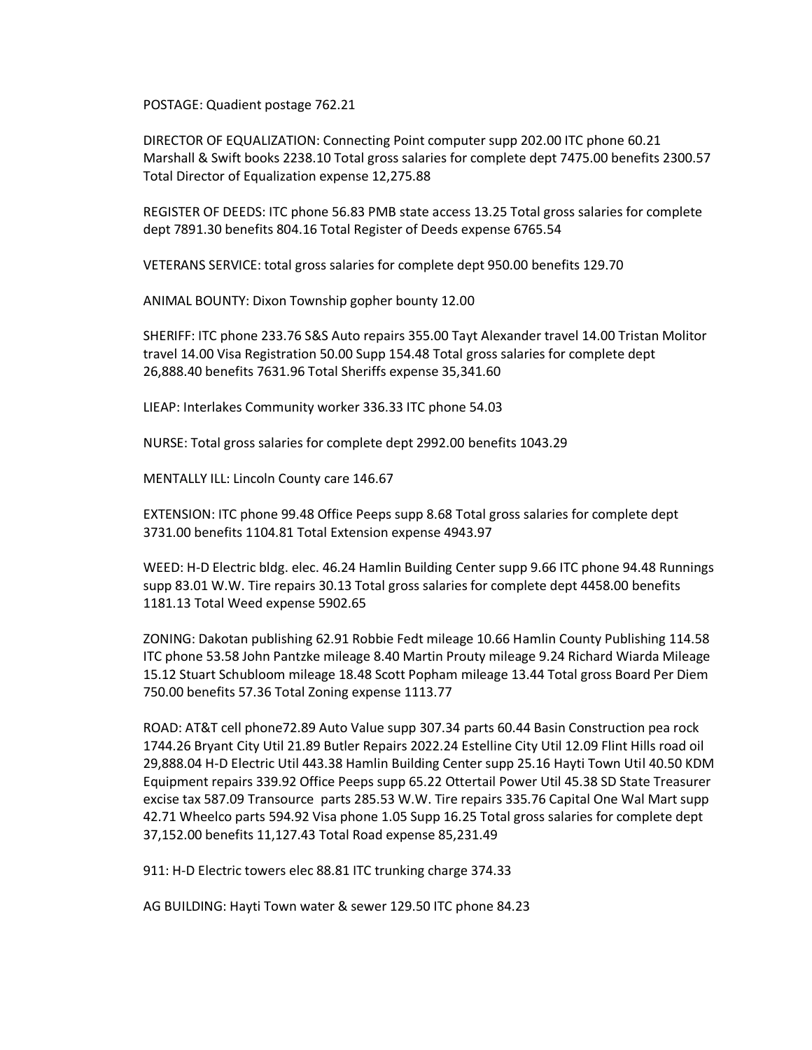POSTAGE: Quadient postage 762.21

DIRECTOR OF EQUALIZATION: Connecting Point computer supp 202.00 ITC phone 60.21 Marshall & Swift books 2238.10 Total gross salaries for complete dept 7475.00 benefits 2300.57 Total Director of Equalization expense 12,275.88

REGISTER OF DEEDS: ITC phone 56.83 PMB state access 13.25 Total gross salaries for complete dept 7891.30 benefits 804.16 Total Register of Deeds expense 6765.54

VETERANS SERVICE: total gross salaries for complete dept 950.00 benefits 129.70

ANIMAL BOUNTY: Dixon Township gopher bounty 12.00

SHERIFF: ITC phone 233.76 S&S Auto repairs 355.00 Tayt Alexander travel 14.00 Tristan Molitor travel 14.00 Visa Registration 50.00 Supp 154.48 Total gross salaries for complete dept 26,888.40 benefits 7631.96 Total Sheriffs expense 35,341.60

LIEAP: Interlakes Community worker 336.33 ITC phone 54.03

NURSE: Total gross salaries for complete dept 2992.00 benefits 1043.29

MENTALLY ILL: Lincoln County care 146.67

EXTENSION: ITC phone 99.48 Office Peeps supp 8.68 Total gross salaries for complete dept 3731.00 benefits 1104.81 Total Extension expense 4943.97

WEED: H-D Electric bldg. elec. 46.24 Hamlin Building Center supp 9.66 ITC phone 94.48 Runnings supp 83.01 W.W. Tire repairs 30.13 Total gross salaries for complete dept 4458.00 benefits 1181.13 Total Weed expense 5902.65

ZONING: Dakotan publishing 62.91 Robbie Fedt mileage 10.66 Hamlin County Publishing 114.58 ITC phone 53.58 John Pantzke mileage 8.40 Martin Prouty mileage 9.24 Richard Wiarda Mileage 15.12 Stuart Schubloom mileage 18.48 Scott Popham mileage 13.44 Total gross Board Per Diem 750.00 benefits 57.36 Total Zoning expense 1113.77

ROAD: AT&T cell phone72.89 Auto Value supp 307.34 parts 60.44 Basin Construction pea rock 1744.26 Bryant City Util 21.89 Butler Repairs 2022.24 Estelline City Util 12.09 Flint Hills road oil 29,888.04 H-D Electric Util 443.38 Hamlin Building Center supp 25.16 Hayti Town Util 40.50 KDM Equipment repairs 339.92 Office Peeps supp 65.22 Ottertail Power Util 45.38 SD State Treasurer excise tax 587.09 Transource parts 285.53 W.W. Tire repairs 335.76 Capital One Wal Mart supp 42.71 Wheelco parts 594.92 Visa phone 1.05 Supp 16.25 Total gross salaries for complete dept 37,152.00 benefits 11,127.43 Total Road expense 85,231.49

911: H-D Electric towers elec 88.81 ITC trunking charge 374.33

AG BUILDING: Hayti Town water & sewer 129.50 ITC phone 84.23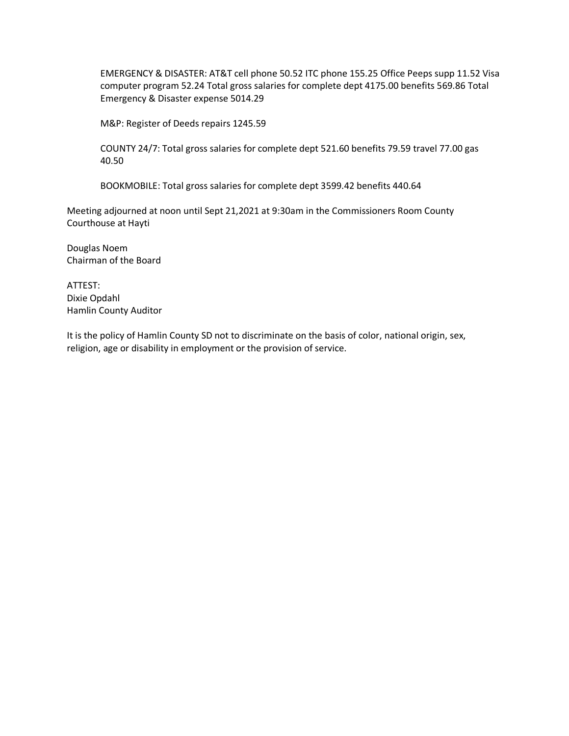EMERGENCY & DISASTER: AT&T cell phone 50.52 ITC phone 155.25 Office Peeps supp 11.52 Visa computer program 52.24 Total gross salaries for complete dept 4175.00 benefits 569.86 Total Emergency & Disaster expense 5014.29

M&P: Register of Deeds repairs 1245.59

COUNTY 24/7: Total gross salaries for complete dept 521.60 benefits 79.59 travel 77.00 gas 40.50

BOOKMOBILE: Total gross salaries for complete dept 3599.42 benefits 440.64

Meeting adjourned at noon until Sept 21,2021 at 9:30am in the Commissioners Room County Courthouse at Hayti

Douglas Noem  
Chairman of the Board

ATTEST:  
Dixie Opdahl  
Hamlin County Auditor

It is the policy of Hamlin County SD not to discriminate on the basis of color, national origin, sex, religion, age or disability in employment or the provision of service.